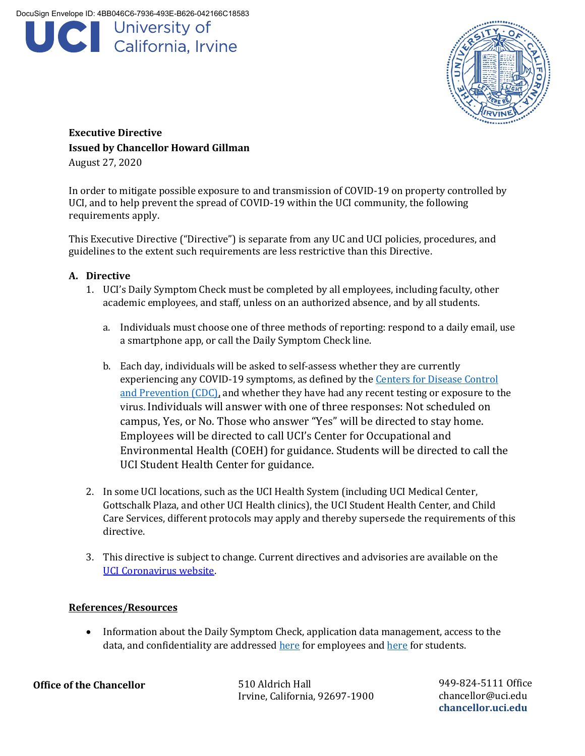DocuSign Envelope ID: 4BB046C6-7936-493E-B626-042166C18583

UCI University of California, Irvine

**Executive Directive**
**Issued by Chancellor Howard Gillman**
August 27, 2020

In order to mitigate possible exposure to and transmission of COVID-19 on property controlled by UCI, and to help prevent the spread of COVID-19 within the UCI community, the following requirements apply.

This Executive Directive ("Directive") is separate from any UC and UCI policies, procedures, and guidelines to the extent such requirements are less restrictive than this Directive.

## A. Directive

1. UCI's Daily Symptom Check must be completed by all employees, including faculty, other academic employees, and staff, unless on an authorized absence, and by all students.

   a. Individuals must choose one of three methods of reporting: respond to a daily email, use a smartphone app, or call the Daily Symptom Check line.

   b. Each day, individuals will be asked to self-assess whether they are currently experiencing any COVID-19 symptoms, as defined by the Centers for Disease Control and Prevention (CDC), and whether they have had any recent testing or exposure to the virus. Individuals will answer with one of three responses: Not scheduled on campus, Yes, or No. Those who answer "Yes" will be directed to stay home. Employees will be directed to call UCI's Center for Occupational and Environmental Health (COEH) for guidance. Students will be directed to call the UCI Student Health Center for guidance.

2. In some UCI locations, such as the UCI Health System (including UCI Medical Center, Gottschalk Plaza, and other UCI Health clinics), the UCI Student Health Center, and Child Care Services, different protocols may apply and thereby supersede the requirements of this directive.

3. This directive is subject to change. Current directives and advisories are available on the UCI Coronavirus website.

**References/Resources**

- Information about the Daily Symptom Check, application data management, access to the data, and confidentiality are addressed here for employees and here for students.

**Office of the Chancellor**

510 Aldrich Hall
Irvine, California, 92697-1900

949-824-5111 Office
chancellor@uci.edu
**chancellor.uci.edu**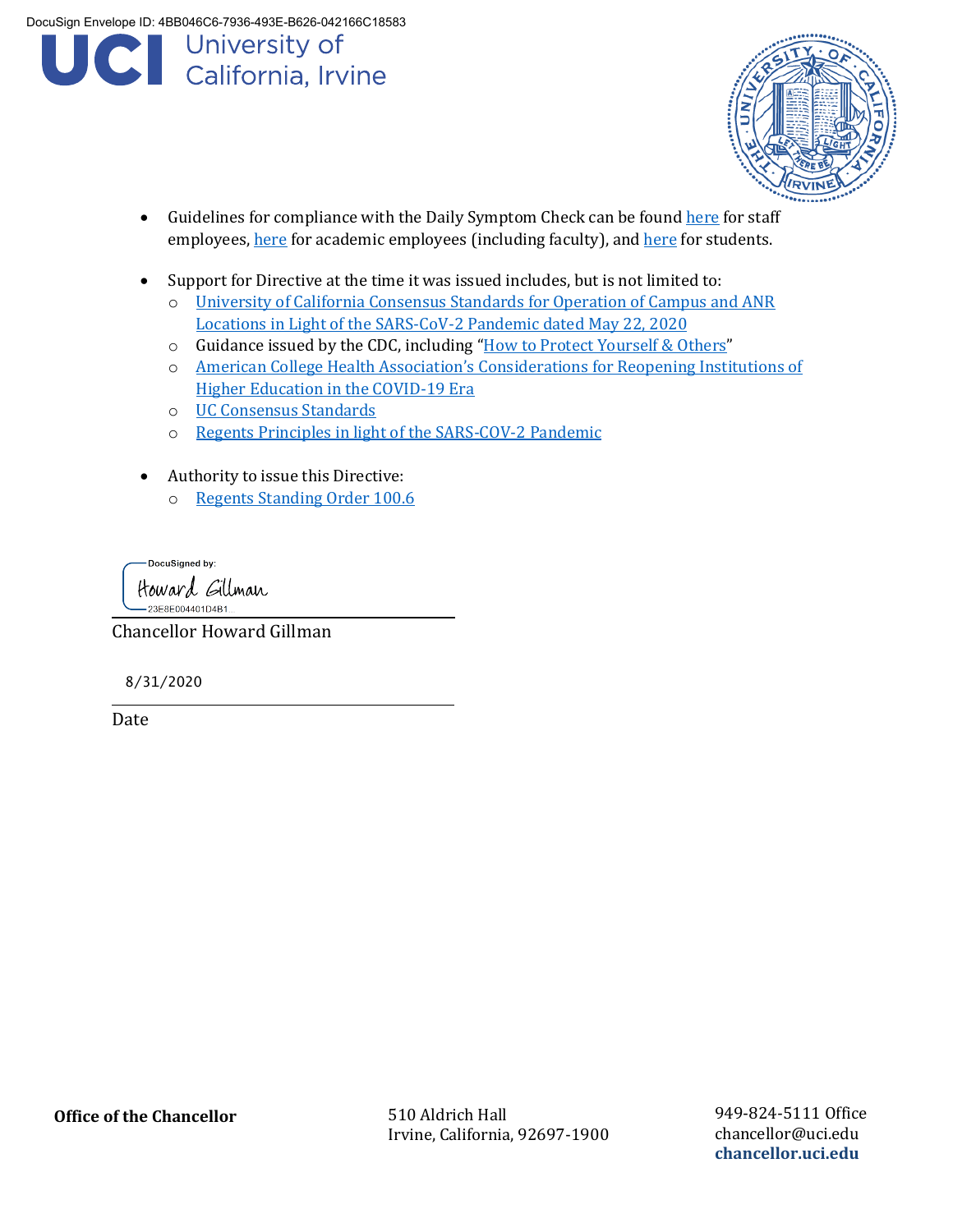- Guidelines for compliance with the Daily Symptom Check can be found here for staff employees, here for academic employees (including faculty), and here for students.

- Support for Directive at the time it was issued includes, but is not limited to:
  - University of California Consensus Standards for Operation of Campus and ANR Locations in Light of the SARS-CoV-2 Pandemic dated May 22, 2020
  - Guidance issued by the CDC, including "How to Protect Yourself & Others"
  - American College Health Association's Considerations for Reopening Institutions of Higher Education in the COVID-19 Era
  - UC Consensus Standards
  - Regents Principles in light of the SARS-COV-2 Pandemic

- Authority to issue this Directive:
  - Regents Standing Order 100.6

DocuSigned by:

Howard Gillman

23E8E004401D4B1...

Chancellor Howard Gillman

8/31/2020

Date

**Office of the Chancellor**

510 Aldrich Hall
Irvine, California, 92697-1900

949-824-5111 Office
chancellor@uci.edu
**chancellor.uci.edu**